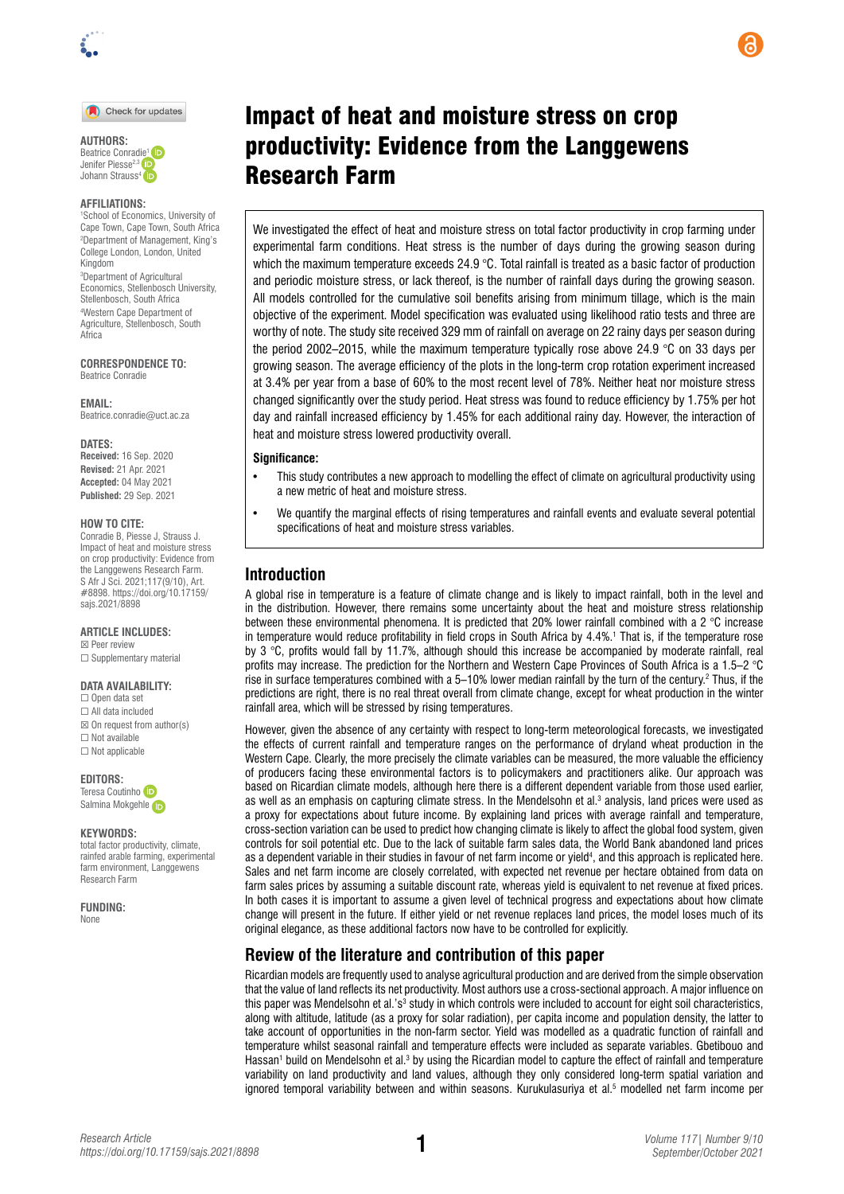# Impact of heat and moisture stress on crop productivity: Evidence from the Langgewens Research Farm

**AUTHORS:**
Beatrice Conradie[1]
Jenifer Piesse[2,3]
Johann Strauss[4]

**AFFILIATIONS:**
[1]School of Economics, University of Cape Town, Cape Town, South Africa
[2]Department of Management, King's College London, London, United Kingdom
[3]Department of Agricultural Economics, Stellenbosch University, Stellenbosch, South Africa
[4]Western Cape Department of Agriculture, Stellenbosch, South Africa

**CORRESPONDENCE TO:**
Beatrice Conradie

**EMAIL:**
Beatrice.conradie@uct.ac.za

**DATES:**
**Received:** 16 Sep. 2020
**Revised:** 21 Apr. 2021
**Accepted:** 04 May 2021
**Published:** 29 Sep. 2021

**HOW TO CITE:**
Conradie B, Piesse J, Strauss J. Impact of heat and moisture stress on crop productivity: Evidence from the Langgewens Research Farm. S Afr J Sci. 2021;117(9/10), Art. #8898. https://doi.org/10.17159/sajs.2021/8898

**ARTICLE INCLUDES:**
☒ Peer review
☐ Supplementary material

**DATA AVAILABILITY:**
☐ Open data set
☐ All data included
☒ On request from author(s)
☐ Not available
☐ Not applicable

**EDITORS:**
Teresa Coutinho
Salmina Mokgehle

**KEYWORDS:**
total factor productivity, climate, rainfed arable farming, experimental farm environment, Langgewens Research Farm

**FUNDING:**
None

We investigated the effect of heat and moisture stress on total factor productivity in crop farming under experimental farm conditions. Heat stress is the number of days during the growing season during which the maximum temperature exceeds 24.9 °C. Total rainfall is treated as a basic factor of production and periodic moisture stress, or lack thereof, is the number of rainfall days during the growing season. All models controlled for the cumulative soil benefits arising from minimum tillage, which is the main objective of the experiment. Model specification was evaluated using likelihood ratio tests and three are worthy of note. The study site received 329 mm of rainfall on average on 22 rainy days per season during the period 2002–2015, while the maximum temperature typically rose above 24.9 °C on 33 days per growing season. The average efficiency of the plots in the long-term crop rotation experiment increased at 3.4% per year from a base of 60% to the most recent level of 78%. Neither heat nor moisture stress changed significantly over the study period. Heat stress was found to reduce efficiency by 1.75% per hot day and rainfall increased efficiency by 1.45% for each additional rainy day. However, the interaction of heat and moisture stress lowered productivity overall.

**Significance:**

- This study contributes a new approach to modelling the effect of climate on agricultural productivity using a new metric of heat and moisture stress.
- We quantify the marginal effects of rising temperatures and rainfall events and evaluate several potential specifications of heat and moisture stress variables.

## Introduction

A global rise in temperature is a feature of climate change and is likely to impact rainfall, both in the level and in the distribution. However, there remains some uncertainty about the heat and moisture stress relationship between these environmental phenomena. It is predicted that 20% lower rainfall combined with a 2 °C increase in temperature would reduce profitability in field crops in South Africa by 4.4%.[1] That is, if the temperature rose by 3 °C, profits would fall by 11.7%, although should this increase be accompanied by moderate rainfall, real profits may increase. The prediction for the Northern and Western Cape Provinces of South Africa is a 1.5–2 °C rise in surface temperatures combined with a 5–10% lower median rainfall by the turn of the century.[2] Thus, if the predictions are right, there is no real threat overall from climate change, except for wheat production in the winter rainfall area, which will be stressed by rising temperatures.

However, given the absence of any certainty with respect to long-term meteorological forecasts, we investigated the effects of current rainfall and temperature ranges on the performance of dryland wheat production in the Western Cape. Clearly, the more precisely the climate variables can be measured, the more valuable the efficiency of producers facing these environmental factors is to policymakers and practitioners alike. Our approach was based on Ricardian climate models, although here there is a different dependent variable from those used earlier, as well as an emphasis on capturing climate stress. In the Mendelsohn et al.[3] analysis, land prices were used as a proxy for expectations about future income. By explaining land prices with average rainfall and temperature, cross-section variation can be used to predict how changing climate is likely to affect the global food system, given controls for soil potential etc. Due to the lack of suitable farm sales data, the World Bank abandoned land prices as a dependent variable in their studies in favour of net farm income or yield[4], and this approach is replicated here. Sales and net farm income are closely correlated, with expected net revenue per hectare obtained from data on farm sales prices by assuming a suitable discount rate, whereas yield is equivalent to net revenue at fixed prices. In both cases it is important to assume a given level of technical progress and expectations about how climate change will present in the future. If either yield or net revenue replaces land prices, the model loses much of its original elegance, as these additional factors now have to be controlled for explicitly.

## Review of the literature and contribution of this paper

Ricardian models are frequently used to analyse agricultural production and are derived from the simple observation that the value of land reflects its net productivity. Most authors use a cross-sectional approach. A major influence on this paper was Mendelsohn et al.'s[3] study in which controls were included to account for eight soil characteristics, along with altitude, latitude (as a proxy for solar radiation), per capita income and population density, the latter to take account of opportunities in the non-farm sector. Yield was modelled as a quadratic function of rainfall and temperature whilst seasonal rainfall and temperature effects were included as separate variables. Gbetibouo and Hassan[1] build on Mendelsohn et al.[3] by using the Ricardian model to capture the effect of rainfall and temperature variability on land productivity and land values, although they only considered long-term spatial variation and ignored temporal variability between and within seasons. Kurukulasuriya et al.[5] modelled net farm income per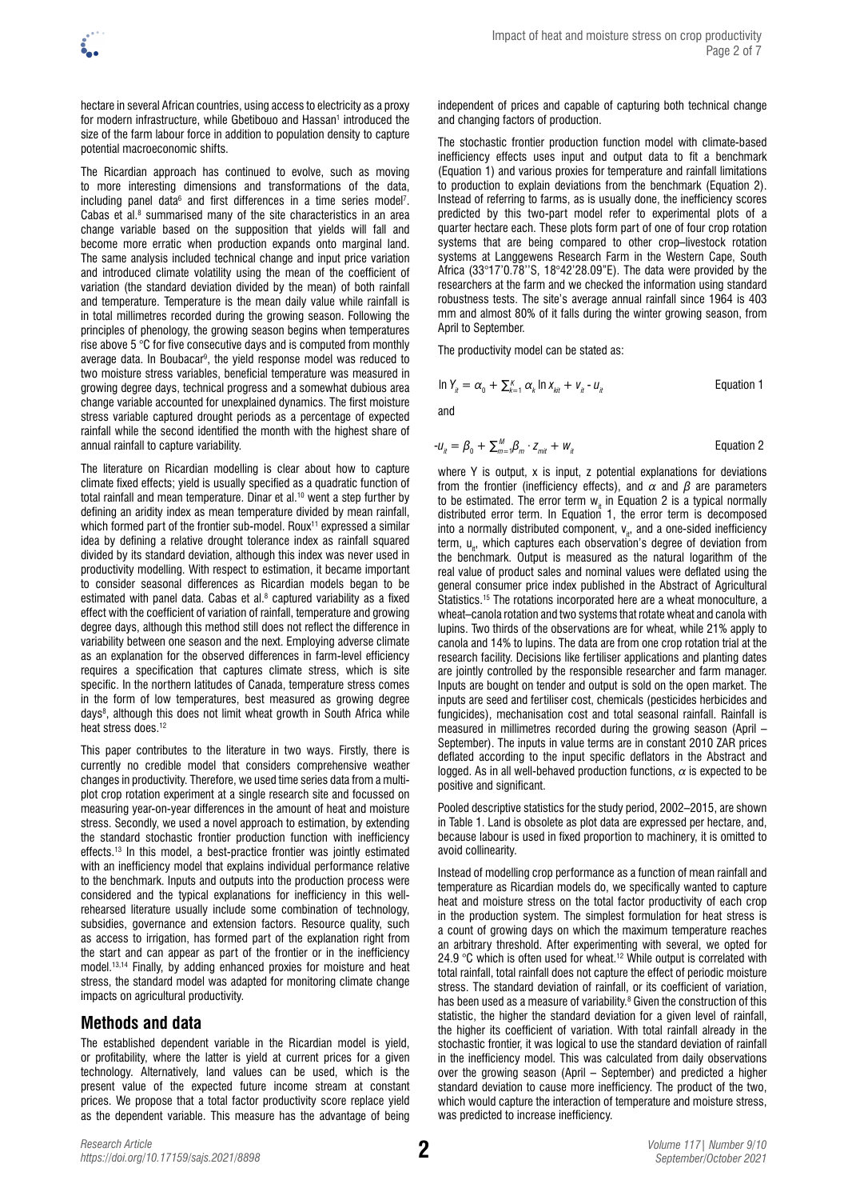hectare in several African countries, using access to electricity as a proxy for modern infrastructure, while Gbetibouo and Hassan[1] introduced the size of the farm labour force in addition to population density to capture potential macroeconomic shifts.

The Ricardian approach has continued to evolve, such as moving to more interesting dimensions and transformations of the data, including panel data[6] and first differences in a time series model[7]. Cabas et al.[8] summarised many of the site characteristics in an area change variable based on the supposition that yields will fall and become more erratic when production expands onto marginal land. The same analysis included technical change and input price variation and introduced climate volatility using the mean of the coefficient of variation (the standard deviation divided by the mean) of both rainfall and temperature. Temperature is the mean daily value while rainfall is in total millimetres recorded during the growing season. Following the principles of phenology, the growing season begins when temperatures rise above 5 °C for five consecutive days and is computed from monthly average data. In Boubacar[9], the yield response model was reduced to two moisture stress variables, beneficial temperature was measured in growing degree days, technical progress and a somewhat dubious area change variable accounted for unexplained dynamics. The first moisture stress variable captured drought periods as a percentage of expected rainfall while the second identified the month with the highest share of annual rainfall to capture variability.

The literature on Ricardian modelling is clear about how to capture climate fixed effects; yield is usually specified as a quadratic function of total rainfall and mean temperature. Dinar et al.[10] went a step further by defining an aridity index as mean temperature divided by mean rainfall, which formed part of the frontier sub-model. Roux[11] expressed a similar idea by defining a relative drought tolerance index as rainfall squared divided by its standard deviation, although this index was never used in productivity modelling. With respect to estimation, it became important to consider seasonal differences as Ricardian models began to be estimated with panel data. Cabas et al.[8] captured variability as a fixed effect with the coefficient of variation of rainfall, temperature and growing degree days, although this method still does not reflect the difference in variability between one season and the next. Employing adverse climate as an explanation for the observed differences in farm-level efficiency requires a specification that captures climate stress, which is site specific. In the northern latitudes of Canada, temperature stress comes in the form of low temperatures, best measured as growing degree days[8], although this does not limit wheat growth in South Africa while heat stress does.[12]

This paper contributes to the literature in two ways. Firstly, there is currently no credible model that considers comprehensive weather changes in productivity. Therefore, we used time series data from a multi-plot crop rotation experiment at a single research site and focussed on measuring year-on-year differences in the amount of heat and moisture stress. Secondly, we used a novel approach to estimation, by extending the standard stochastic frontier production function with inefficiency effects.[13] In this model, a best-practice frontier was jointly estimated with an inefficiency model that explains individual performance relative to the benchmark. Inputs and outputs into the production process were considered and the typical explanations for inefficiency in this well-rehearsed literature usually include some combination of technology, subsidies, governance and extension factors. Resource quality, such as access to irrigation, has formed part of the explanation right from the start and can appear as part of the frontier or in the inefficiency model.[13,14] Finally, by adding enhanced proxies for moisture and heat stress, the standard model was adapted for monitoring climate change impacts on agricultural productivity.

## Methods and data

The established dependent variable in the Ricardian model is yield, or profitability, where the latter is yield at current prices for a given technology. Alternatively, land values can be used, which is the present value of the expected future income stream at constant prices. We propose that a total factor productivity score replace yield as the dependent variable. This measure has the advantage of being independent of prices and capable of capturing both technical change and changing factors of production.

The stochastic frontier production function model with climate-based inefficiency effects uses input and output data to fit a benchmark (Equation 1) and various proxies for temperature and rainfall limitations to production to explain deviations from the benchmark (Equation 2). Instead of referring to farms, as is usually done, the inefficiency scores predicted by this two-part model refer to experimental plots of a quarter hectare each. These plots form part of one of four crop rotation systems that are being compared to other crop–livestock rotation systems at Langgewens Research Farm in the Western Cape, South Africa (33°17'0.78''S, 18°42'28.09''E). The data were provided by the researchers at the farm and we checked the information using standard robustness tests. The site's average annual rainfall since 1964 is 403 mm and almost 80% of it falls during the winter growing season, from April to September.

The productivity model can be stated as:

$$\ln Y_{it} = \alpha_0 + \sum_{k=1}^{K} \alpha_k \ln x_{kit} + v_{it} - u_{it} \qquad \text{Equation 1}$$

and

$$-u_{it} = \beta_0 + \sum_{m=1}^{M} \beta_m \cdot z_{mit} + w_{it} \qquad \text{Equation 2}$$

where Y is output, x is input, z potential explanations for deviations from the frontier (inefficiency effects), and $\alpha$ and $\beta$ are parameters to be estimated. The error term $w_{it}$ in Equation 2 is a typical normally distributed error term. In Equation 1, the error term is decomposed into a normally distributed component, $v_{it}$, and a one-sided inefficiency term, $u_{it}$, which captures each observation's degree of deviation from the benchmark. Output is measured as the natural logarithm of the real value of product sales and nominal values were deflated using the general consumer price index published in the Abstract of Agricultural Statistics.[15] The rotations incorporated here are a wheat monoculture, a wheat–canola rotation and two systems that rotate wheat and canola with lupins. Two thirds of the observations are for wheat, while 21% apply to canola and 14% to lupins. The data are from one crop rotation trial at the research facility. Decisions like fertiliser applications and planting dates are jointly controlled by the responsible researcher and farm manager. Inputs are bought on tender and output is sold on the open market. The inputs are seed and fertiliser cost, chemicals (pesticides herbicides and fungicides), mechanisation cost and total seasonal rainfall. Rainfall is measured in millimetres recorded during the growing season (April – September). The inputs in value terms are in constant 2010 ZAR prices deflated according to the input specific deflators in the Abstract and logged. As in all well-behaved production functions, $\alpha$ is expected to be positive and significant.

Pooled descriptive statistics for the study period, 2002–2015, are shown in Table 1. Land is obsolete as plot data are expressed per hectare, and, because labour is used in fixed proportion to machinery, it is omitted to avoid collinearity.

Instead of modelling crop performance as a function of mean rainfall and temperature as Ricardian models do, we specifically wanted to capture heat and moisture stress on the total factor productivity of each crop in the production system. The simplest formulation for heat stress is a count of growing days on which the maximum temperature reaches an arbitrary threshold. After experimenting with several, we opted for 24.9 °C which is often used for wheat.[12] While output is correlated with total rainfall, total rainfall does not capture the effect of periodic moisture stress. The standard deviation of rainfall, or its coefficient of variation, has been used as a measure of variability.[8] Given the construction of this statistic, the higher the standard deviation for a given level of rainfall, the higher its coefficient of variation. With total rainfall already in the stochastic frontier, it was logical to use the standard deviation of rainfall in the inefficiency model. This was calculated from daily observations over the growing season (April – September) and predicted a higher standard deviation to cause more inefficiency. The product of the two, which would capture the interaction of temperature and moisture stress, was predicted to increase inefficiency.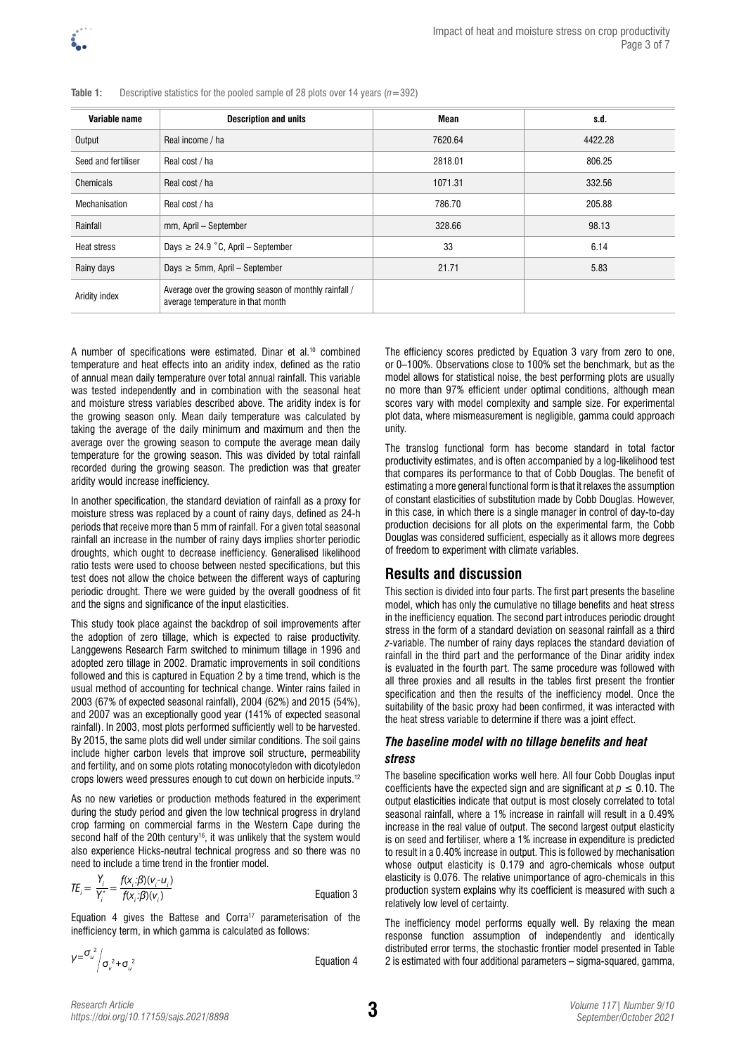**Table 1:** Descriptive statistics for the pooled sample of 28 plots over 14 years ($n=392$)

| Variable name | Description and units | Mean | s.d. |
|---|---|---|---|
| Output | Real income / ha | 7620.64 | 4422.28 |
| Seed and fertiliser | Real cost / ha | 2818.01 | 806.25 |
| Chemicals | Real cost / ha | 1071.31 | 332.56 |
| Mechanisation | Real cost / ha | 786.70 | 205.88 |
| Rainfall | mm, April – September | 328.66 | 98.13 |
| Heat stress | Days ≥ 24.9 ˚C, April – September | 33 | 6.14 |
| Rainy days | Days ≥ 5mm, April – September | 21.71 | 5.83 |
| Aridity index | Average over the growing season of monthly rainfall / average temperature in that month | | |

A number of specifications were estimated. Dinar et al.[10] combined temperature and heat effects into an aridity index, defined as the ratio of annual mean daily temperature over total annual rainfall. This variable was tested independently and in combination with the seasonal heat and moisture stress variables described above. The aridity index is for the growing season only. Mean daily temperature was calculated by taking the average of the daily minimum and maximum and then the average over the growing season to compute the average mean daily temperature for the growing season. This was divided by total rainfall recorded during the growing season. The prediction was that greater aridity would increase inefficiency.

In another specification, the standard deviation of rainfall as a proxy for moisture stress was replaced by a count of rainy days, defined as 24-h periods that receive more than 5 mm of rainfall. For a given total seasonal rainfall an increase in the number of rainy days implies shorter periodic droughts, which ought to decrease inefficiency. Generalised likelihood ratio tests were used to choose between nested specifications, but this test does not allow the choice between the different ways of capturing periodic drought. There we were guided by the overall goodness of fit and the signs and significance of the input elasticities.

This study took place against the backdrop of soil improvements after the adoption of zero tillage, which is expected to raise productivity. Langgewens Research Farm switched to minimum tillage in 1996 and adopted zero tillage in 2002. Dramatic improvements in soil conditions followed and this is captured in Equation 2 by a time trend, which is the usual method of accounting for technical change. Winter rains failed in 2003 (67% of expected seasonal rainfall), 2004 (62%) and 2015 (54%), and 2007 was an exceptionally good year (141% of expected seasonal rainfall). In 2003, most plots performed sufficiently well to be harvested. By 2015, the same plots did well under similar conditions. The soil gains include higher carbon levels that improve soil structure, permeability and fertility, and on some plots rotating monocotyledon with dicotyledon crops lowers weed pressures enough to cut down on herbicide inputs.[12]

As no new varieties or production methods featured in the experiment during the study period and given the low technical progress in dryland crop farming on commercial farms in the Western Cape during the second half of the 20th century[16], it was unlikely that the system would also experience Hicks-neutral technical progress and so there was no need to include a time trend in the frontier model.

$$TE_i = \frac{Y_i}{Y_i^*} = \frac{f(x_i;\beta)(v_i - u_i)}{f(x_i;\beta)(v_i)} \qquad \text{Equation 3}$$

Equation 4 gives the Battese and Corra[17] parameterisation of the inefficiency term, in which gamma is calculated as follows:

$$\gamma = \sigma_u^2 / \sigma_v^2 + \sigma_u^2 \qquad \text{Equation 4}$$

The efficiency scores predicted by Equation 3 vary from zero to one, or 0–100%. Observations close to 100% set the benchmark, but as the model allows for statistical noise, the best performing plots are usually no more than 97% efficient under optimal conditions, although mean scores vary with model complexity and sample size. For experimental plot data, where mismeasurement is negligible, gamma could approach unity.

The translog functional form has become standard in total factor productivity estimates, and is often accompanied by a log-likelihood test that compares its performance to that of Cobb Douglas. The benefit of estimating a more general functional form is that it relaxes the assumption of constant elasticities of substitution made by Cobb Douglas. However, in this case, in which there is a single manager in control of day-to-day production decisions for all plots on the experimental farm, the Cobb Douglas was considered sufficient, especially as it allows more degrees of freedom to experiment with climate variables.

## Results and discussion

This section is divided into four parts. The first part presents the baseline model, which has only the cumulative no tillage benefits and heat stress in the inefficiency equation. The second part introduces periodic drought stress in the form of a standard deviation on seasonal rainfall as a third $z$-variable. The number of rainy days replaces the standard deviation of rainfall in the third part and the performance of the Dinar aridity index is evaluated in the fourth part. The same procedure was followed with all three proxies and all results in the tables first present the frontier specification and then the results of the inefficiency model. Once the suitability of the basic proxy had been confirmed, it was interacted with the heat stress variable to determine if there was a joint effect.

### *The baseline model with no tillage benefits and heat stress*

The baseline specification works well here. All four Cobb Douglas input coefficients have the expected sign and are significant at $p \leq 0.10$. The output elasticities indicate that output is most closely correlated to total seasonal rainfall, where a 1% increase in rainfall will result in a 0.49% increase in the real value of output. The second largest output elasticity is on seed and fertiliser, where a 1% increase in expenditure is predicted to result in a 0.40% increase in output. This is followed by mechanisation whose output elasticity is 0.179 and agro-chemicals whose output elasticity is 0.076. The relative unimportance of agro-chemicals in this production system explains why its coefficient is measured with such a relatively low level of certainty.

The inefficiency model performs equally well. By relaxing the mean response function assumption of independently and identically distributed error terms, the stochastic frontier model presented in Table 2 is estimated with four additional parameters – sigma-squared, gamma,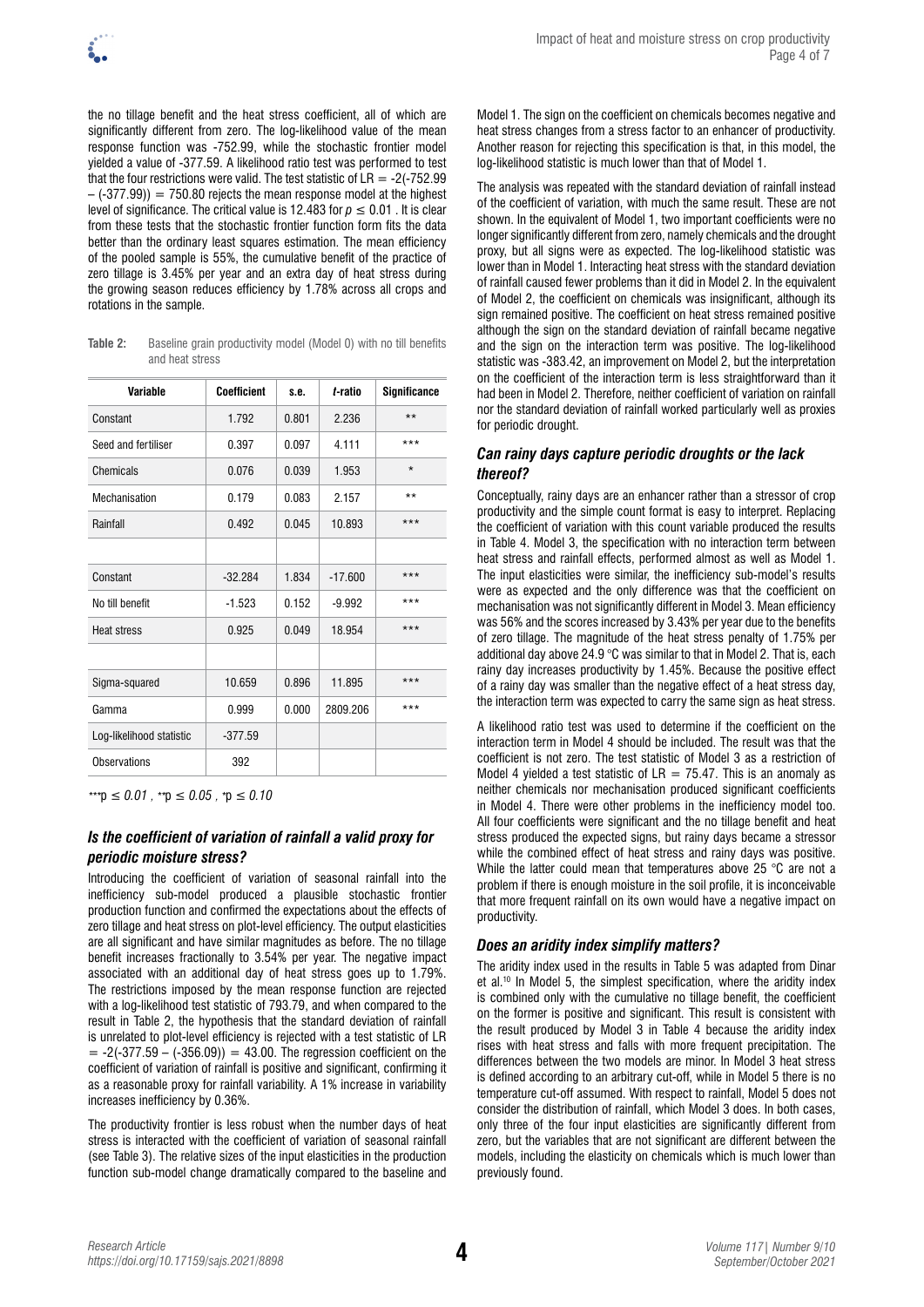the no tillage benefit and the heat stress coefficient, all of which are significantly different from zero. The log-likelihood value of the mean response function was -752.99, while the stochastic frontier model yielded a value of -377.59. A likelihood ratio test was performed to test that the four restrictions were valid. The test statistic of LR = -2(-752.99 – (-377.99)) = 750.80 rejects the mean response model at the highest level of significance. The critical value is 12.483 for $p \leq 0.01$ . It is clear from these tests that the stochastic frontier function form fits the data better than the ordinary least squares estimation. The mean efficiency of the pooled sample is 55%, the cumulative benefit of the practice of zero tillage is 3.45% per year and an extra day of heat stress during the growing season reduces efficiency by 1.78% across all crops and rotations in the sample.

**Table 2:** Baseline grain productivity model (Model 0) with no till benefits and heat stress

| Variable | Coefficient | s.e. | *t*-ratio | Significance |
|---|---|---|---|---|
| Constant | 1.792 | 0.801 | 2.236 | ** |
| Seed and fertiliser | 0.397 | 0.097 | 4.111 | *** |
| Chemicals | 0.076 | 0.039 | 1.953 | * |
| Mechanisation | 0.179 | 0.083 | 2.157 | ** |
| Rainfall | 0.492 | 0.045 | 10.893 | *** |
| | | | | |
| Constant | -32.284 | 1.834 | -17.600 | *** |
| No till benefit | -1.523 | 0.152 | -9.992 | *** |
| Heat stress | 0.925 | 0.049 | 18.954 | *** |
| | | | | |
| Sigma-squared | 10.659 | 0.896 | 11.895 | *** |
| Gamma | 0.999 | 0.000 | 2809.206 | *** |
| Log-likelihood statistic | -377.59 | | | |
| Observations | 392 | | | |

***$p \leq 0.01$ , **$p \leq 0.05$ , *$p \leq 0.10$

### Is the coefficient of variation of rainfall a valid proxy for periodic moisture stress?

Introducing the coefficient of variation of seasonal rainfall into the inefficiency sub-model produced a plausible stochastic frontier production function and confirmed the expectations about the effects of zero tillage and heat stress on plot-level efficiency. The output elasticities are all significant and have similar magnitudes as before. The no tillage benefit increases fractionally to 3.54% per year. The negative impact associated with an additional day of heat stress goes up to 1.79%. The restrictions imposed by the mean response function are rejected with a log-likelihood test statistic of 793.79, and when compared to the result in Table 2, the hypothesis that the standard deviation of rainfall is unrelated to plot-level efficiency is rejected with a test statistic of LR = -2(-377.59 – (-356.09)) = 43.00. The regression coefficient on the coefficient of variation of rainfall is positive and significant, confirming it as a reasonable proxy for rainfall variability. A 1% increase in variability increases inefficiency by 0.36%.

The productivity frontier is less robust when the number days of heat stress is interacted with the coefficient of variation of seasonal rainfall (see Table 3). The relative sizes of the input elasticities in the production function sub-model change dramatically compared to the baseline and Model 1. The sign on the coefficient on chemicals becomes negative and heat stress changes from a stress factor to an enhancer of productivity. Another reason for rejecting this specification is that, in this model, the log-likelihood statistic is much lower than that of Model 1.

The analysis was repeated with the standard deviation of rainfall instead of the coefficient of variation, with much the same result. These are not shown. In the equivalent of Model 1, two important coefficients were no longer significantly different from zero, namely chemicals and the drought proxy, but all signs were as expected. The log-likelihood statistic was lower than in Model 1. Interacting heat stress with the standard deviation of rainfall caused fewer problems than it did in Model 2. In the equivalent of Model 2, the coefficient on chemicals was insignificant, although its sign remained positive. The coefficient on heat stress remained positive although the sign on the standard deviation of rainfall became negative and the sign on the interaction term was positive. The log-likelihood statistic was -383.42, an improvement on Model 2, but the interpretation on the coefficient of the interaction term is less straightforward than it had been in Model 2. Therefore, neither coefficient of variation on rainfall nor the standard deviation of rainfall worked particularly well as proxies for periodic drought.

### Can rainy days capture periodic droughts or the lack thereof?

Conceptually, rainy days are an enhancer rather than a stressor of crop productivity and the simple count format is easy to interpret. Replacing the coefficient of variation with this count variable produced the results in Table 4. Model 3, the specification with no interaction term between heat stress and rainfall effects, performed almost as well as Model 1. The input elasticities were similar, the inefficiency sub-model's results were as expected and the only difference was that the coefficient on mechanisation was not significantly different in Model 3. Mean efficiency was 56% and the scores increased by 3.43% per year due to the benefits of zero tillage. The magnitude of the heat stress penalty of 1.75% per additional day above 24.9 °C was similar to that in Model 2. That is, each rainy day increases productivity by 1.45%. Because the positive effect of a rainy day was smaller than the negative effect of a heat stress day, the interaction term was expected to carry the same sign as heat stress.

A likelihood ratio test was used to determine if the coefficient on the interaction term in Model 4 should be included. The result was that the coefficient is not zero. The test statistic of Model 3 as a restriction of Model 4 yielded a test statistic of LR = 75.47. This is an anomaly as neither chemicals nor mechanisation produced significant coefficients in Model 4. There were other problems in the inefficiency model too. All four coefficients were significant and the no tillage benefit and heat stress produced the expected signs, but rainy days became a stressor while the combined effect of heat stress and rainy days was positive. While the latter could mean that temperatures above 25 °C are not a problem if there is enough moisture in the soil profile, it is inconceivable that more frequent rainfall on its own would have a negative impact on productivity.

### Does an aridity index simplify matters?

The aridity index used in the results in Table 5 was adapted from Dinar et al.[10] In Model 5, the simplest specification, where the aridity index is combined only with the cumulative no tillage benefit, the coefficient on the former is positive and significant. This result is consistent with the result produced by Model 3 in Table 4 because the aridity index rises with heat stress and falls with more frequent precipitation. The differences between the two models are minor. In Model 3 heat stress is defined according to an arbitrary cut-off, while in Model 5 there is no temperature cut-off assumed. With respect to rainfall, Model 5 does not consider the distribution of rainfall, which Model 3 does. In both cases, only three of the four input elasticities are significantly different from zero, but the variables that are not significant are different between the models, including the elasticity on chemicals which is much lower than previously found.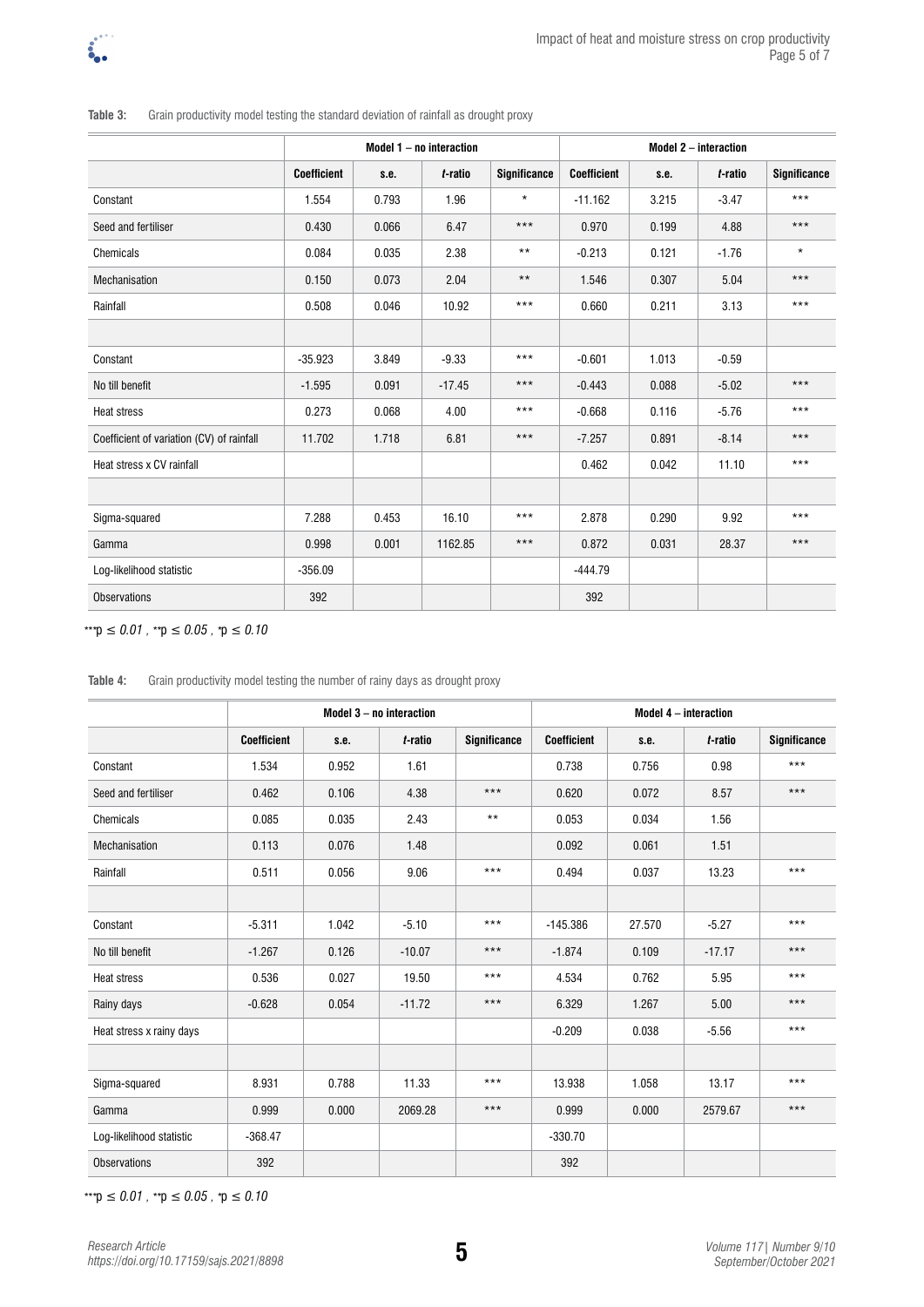**Table 3:** Grain productivity model testing the standard deviation of rainfall as drought proxy

| | Model 1 – no interaction | | | | Model 2 – interaction | | | |
|---|---|---|---|---|---|---|---|---|
| | Coefficient | s.e. | *t*-ratio | Significance | Coefficient | s.e. | *t*-ratio | Significance |
| Constant | 1.554 | 0.793 | 1.96 | * | -11.162 | 3.215 | -3.47 | *** |
| Seed and fertiliser | 0.430 | 0.066 | 6.47 | *** | 0.970 | 0.199 | 4.88 | *** |
| Chemicals | 0.084 | 0.035 | 2.38 | ** | -0.213 | 0.121 | -1.76 | * |
| Mechanisation | 0.150 | 0.073 | 2.04 | ** | 1.546 | 0.307 | 5.04 | *** |
| Rainfall | 0.508 | 0.046 | 10.92 | *** | 0.660 | 0.211 | 3.13 | *** |
| | | | | | | | | |
| Constant | -35.923 | 3.849 | -9.33 | *** | -0.601 | 1.013 | -0.59 | |
| No till benefit | -1.595 | 0.091 | -17.45 | *** | -0.443 | 0.088 | -5.02 | *** |
| Heat stress | 0.273 | 0.068 | 4.00 | *** | -0.668 | 0.116 | -5.76 | *** |
| Coefficient of variation (CV) of rainfall | 11.702 | 1.718 | 6.81 | *** | -7.257 | 0.891 | -8.14 | *** |
| Heat stress x CV rainfall | | | | | 0.462 | 0.042 | 11.10 | *** |
| | | | | | | | | |
| Sigma-squared | 7.288 | 0.453 | 16.10 | *** | 2.878 | 0.290 | 9.92 | *** |
| Gamma | 0.998 | 0.001 | 1162.85 | *** | 0.872 | 0.031 | 28.37 | *** |
| Log-likelihood statistic | -356.09 | | | | -444.79 | | | |
| Observations | 392 | | | | 392 | | | |

***$p \leq 0.01$, **$p \leq 0.05$, *$p \leq 0.10$

**Table 4:** Grain productivity model testing the number of rainy days as drought proxy

| | Model 3 – no interaction | | | | Model 4 – interaction | | | |
|---|---|---|---|---|---|---|---|---|
| | Coefficient | s.e. | *t*-ratio | Significance | Coefficient | s.e. | *t*-ratio | Significance |
| Constant | 1.534 | 0.952 | 1.61 | | 0.738 | 0.756 | 0.98 | *** |
| Seed and fertiliser | 0.462 | 0.106 | 4.38 | *** | 0.620 | 0.072 | 8.57 | *** |
| Chemicals | 0.085 | 0.035 | 2.43 | ** | 0.053 | 0.034 | 1.56 | |
| Mechanisation | 0.113 | 0.076 | 1.48 | | 0.092 | 0.061 | 1.51 | |
| Rainfall | 0.511 | 0.056 | 9.06 | *** | 0.494 | 0.037 | 13.23 | *** |
| | | | | | | | | |
| Constant | -5.311 | 1.042 | -5.10 | *** | -145.386 | 27.570 | -5.27 | *** |
| No till benefit | -1.267 | 0.126 | -10.07 | *** | -1.874 | 0.109 | -17.17 | *** |
| Heat stress | 0.536 | 0.027 | 19.50 | *** | 4.534 | 0.762 | 5.95 | *** |
| Rainy days | -0.628 | 0.054 | -11.72 | *** | 6.329 | 1.267 | 5.00 | *** |
| Heat stress x rainy days | | | | | -0.209 | 0.038 | -5.56 | *** |
| | | | | | | | | |
| Sigma-squared | 8.931 | 0.788 | 11.33 | *** | 13.938 | 1.058 | 13.17 | *** |
| Gamma | 0.999 | 0.000 | 2069.28 | *** | 0.999 | 0.000 | 2579.67 | *** |
| Log-likelihood statistic | -368.47 | | | | -330.70 | | | |
| Observations | 392 | | | | 392 | | | |

***$p \leq 0.01$, **$p \leq 0.05$, *$p \leq 0.10$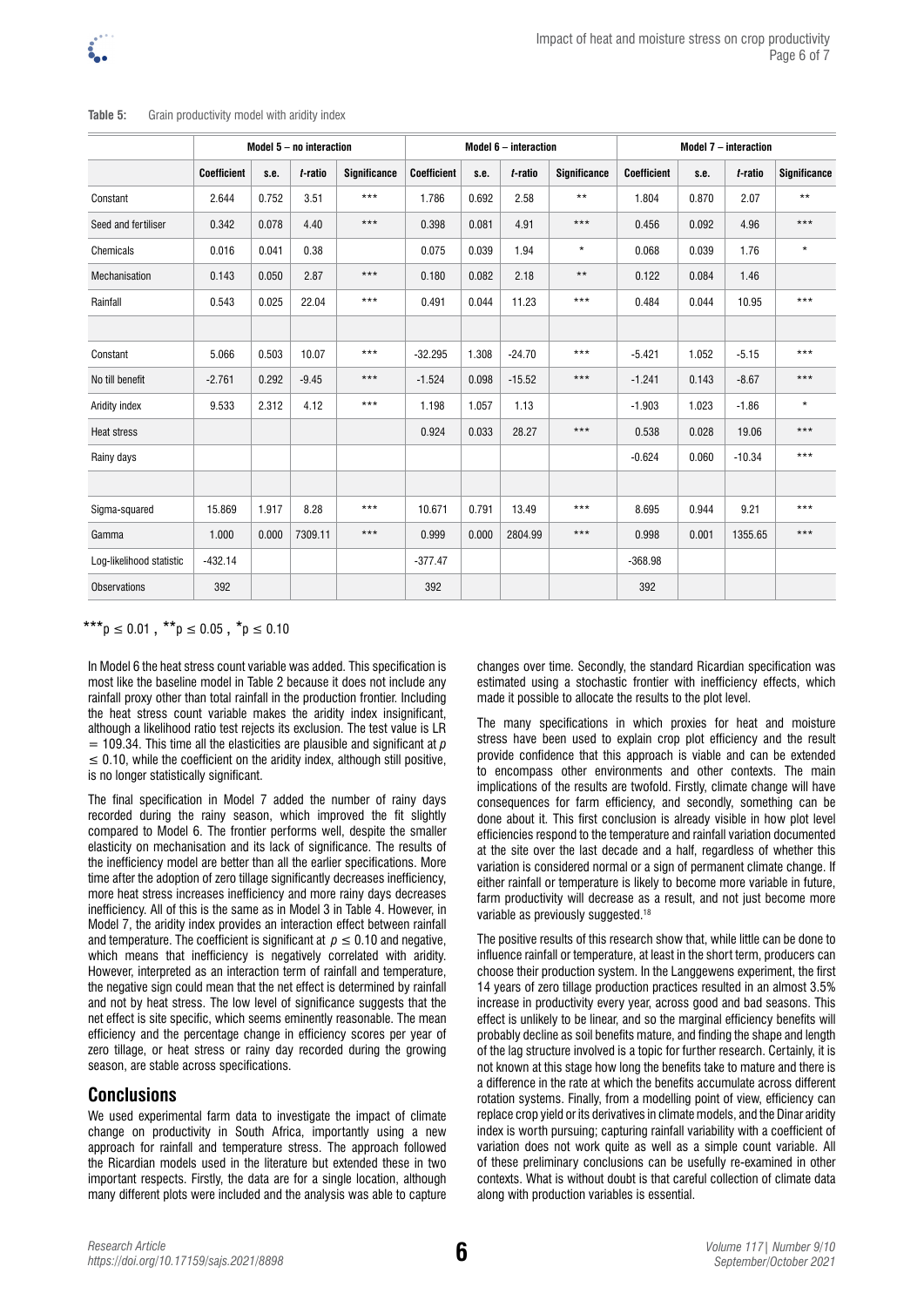**Table 5:** Grain productivity model with aridity index

| | Model 5 – no interaction | | | | Model 6 – interaction | | | | Model 7 – interaction | | | |
|---|---|---|---|---|---|---|---|---|---|---|---|---|
| | Coefficient | s.e. | *t*-ratio | Significance | Coefficient | s.e. | *t*-ratio | Significance | Coefficient | s.e. | *t*-ratio | Significance |
| Constant | 2.644 | 0.752 | 3.51 | *** | 1.786 | 0.692 | 2.58 | ** | 1.804 | 0.870 | 2.07 | ** |
| Seed and fertiliser | 0.342 | 0.078 | 4.40 | *** | 0.398 | 0.081 | 4.91 | *** | 0.456 | 0.092 | 4.96 | *** |
| Chemicals | 0.016 | 0.041 | 0.38 | | 0.075 | 0.039 | 1.94 | * | 0.068 | 0.039 | 1.76 | * |
| Mechanisation | 0.143 | 0.050 | 2.87 | *** | 0.180 | 0.082 | 2.18 | ** | 0.122 | 0.084 | 1.46 | |
| Rainfall | 0.543 | 0.025 | 22.04 | *** | 0.491 | 0.044 | 11.23 | *** | 0.484 | 0.044 | 10.95 | *** |
| | | | | | | | | | | | | |
| Constant | 5.066 | 0.503 | 10.07 | *** | -32.295 | 1.308 | -24.70 | *** | -5.421 | 1.052 | -5.15 | *** |
| No till benefit | -2.761 | 0.292 | -9.45 | *** | -1.524 | 0.098 | -15.52 | *** | -1.241 | 0.143 | -8.67 | *** |
| Aridity index | 9.533 | 2.312 | 4.12 | *** | 1.198 | 1.057 | 1.13 | | -1.903 | 1.023 | -1.86 | * |
| Heat stress | | | | | 0.924 | 0.033 | 28.27 | *** | 0.538 | 0.028 | 19.06 | *** |
| Rainy days | | | | | | | | | -0.624 | 0.060 | -10.34 | *** |
| | | | | | | | | | | | | |
| Sigma-squared | 15.869 | 1.917 | 8.28 | *** | 10.671 | 0.791 | 13.49 | *** | 8.695 | 0.944 | 9.21 | *** |
| Gamma | 1.000 | 0.000 | 7309.11 | *** | 0.999 | 0.000 | 2804.99 | *** | 0.998 | 0.001 | 1355.65 | *** |
| Log-likelihood statistic | -432.14 | | | | -377.47 | | | | -368.98 | | | |
| Observations | 392 | | | | 392 | | | | 392 | | | |

***$p \leq 0.01$, **$p \leq 0.05$, *$p \leq 0.10$

In Model 6 the heat stress count variable was added. This specification is most like the baseline model in Table 2 because it does not include any rainfall proxy other than total rainfall in the production frontier. Including the heat stress count variable makes the aridity index insignificant, although a likelihood ratio test rejects its exclusion. The test value is LR = 109.34. This time all the elasticities are plausible and significant at $p \leq 0.10$, while the coefficient on the aridity index, although still positive, is no longer statistically significant.

The final specification in Model 7 added the number of rainy days recorded during the rainy season, which improved the fit slightly compared to Model 6. The frontier performs well, despite the smaller elasticity on mechanisation and its lack of significance. The results of the inefficiency model are better than all the earlier specifications. More time after the adoption of zero tillage significantly decreases inefficiency, more heat stress increases inefficiency and more rainy days decreases inefficiency. All of this is the same as in Model 3 in Table 4. However, in Model 7, the aridity index provides an interaction effect between rainfall and temperature. The coefficient is significant at $p \leq 0.10$ and negative, which means that inefficiency is negatively correlated with aridity. However, interpreted as an interaction term of rainfall and temperature, the negative sign could mean that the net effect is determined by rainfall and not by heat stress. The low level of significance suggests that the net effect is site specific, which seems eminently reasonable. The mean efficiency and the percentage change in efficiency scores per year of zero tillage, or heat stress or rainy day recorded during the growing season, are stable across specifications.

## Conclusions

We used experimental farm data to investigate the impact of climate change on productivity in South Africa, importantly using a new approach for rainfall and temperature stress. The approach followed the Ricardian models used in the literature but extended these in two important respects. Firstly, the data are for a single location, although many different plots were included and the analysis was able to capture changes over time. Secondly, the standard Ricardian specification was estimated using a stochastic frontier with inefficiency effects, which made it possible to allocate the results to the plot level.

The many specifications in which proxies for heat and moisture stress have been used to explain crop plot efficiency and the result provide confidence that this approach is viable and can be extended to encompass other environments and other contexts. The main implications of the results are twofold. Firstly, climate change will have consequences for farm efficiency, and secondly, something can be done about it. This first conclusion is already visible in how plot level efficiencies respond to the temperature and rainfall variation documented at the site over the last decade and a half, regardless of whether this variation is considered normal or a sign of permanent climate change. If either rainfall or temperature is likely to become more variable in future, farm productivity will decrease as a result, and not just become more variable as previously suggested.[18]

The positive results of this research show that, while little can be done to influence rainfall or temperature, at least in the short term, producers can choose their production system. In the Langgewens experiment, the first 14 years of zero tillage production practices resulted in an almost 3.5% increase in productivity every year, across good and bad seasons. This effect is unlikely to be linear, and so the marginal efficiency benefits will probably decline as soil benefits mature, and finding the shape and length of the lag structure involved is a topic for further research. Certainly, it is not known at this stage how long the benefits take to mature and there is a difference in the rate at which the benefits accumulate across different rotation systems. Finally, from a modelling point of view, efficiency can replace crop yield or its derivatives in climate models, and the Dinar aridity index is worth pursuing; capturing rainfall variability with a coefficient of variation does not work quite as well as a simple count variable. All of these preliminary conclusions can be usefully re-examined in other contexts. What is without doubt is that careful collection of climate data along with production variables is essential.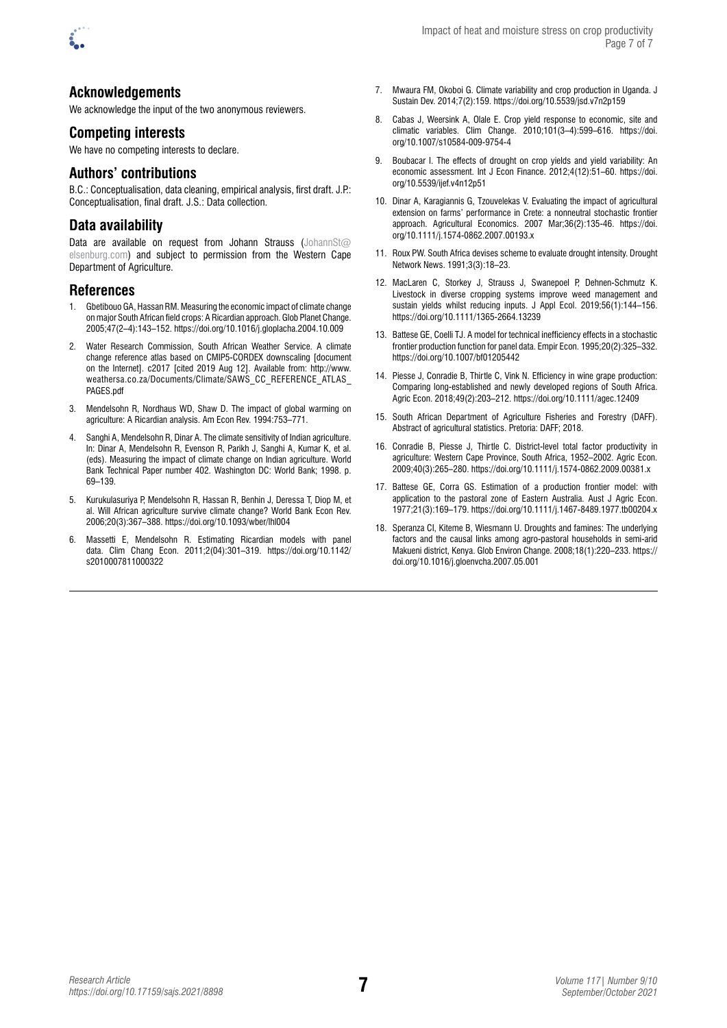## Acknowledgements

We acknowledge the input of the two anonymous reviewers.

## Competing interests

We have no competing interests to declare.

## Authors' contributions

B.C.: Conceptualisation, data cleaning, empirical analysis, first draft. J.P.: Conceptualisation, final draft. J.S.: Data collection.

## Data availability

Data are available on request from Johann Strauss (JohannSt@elsenburg.com) and subject to permission from the Western Cape Department of Agriculture.

## References

1. Gbetibouo GA, Hassan RM. Measuring the economic impact of climate change on major South African field crops: A Ricardian approach. Glob Planet Change. 2005;47(2–4):143–152. https://doi.org/10.1016/j.gloplacha.2004.10.009
2. Water Research Commission, South African Weather Service. A climate change reference atlas based on CMIP5-CORDEX downscaling [document on the Internet]. c2017 [cited 2019 Aug 12]. Available from: http://www.weathersa.co.za/Documents/Climate/SAWS_CC_REFERENCE_ATLAS_PAGES.pdf
3. Mendelsohn R, Nordhaus WD, Shaw D. The impact of global warming on agriculture: A Ricardian analysis. Am Econ Rev. 1994:753–771.
4. Sanghi A, Mendelsohn R, Dinar A. The climate sensitivity of Indian agriculture. In: Dinar A, Mendelsohn R, Evenson R, Parikh J, Sanghi A, Kumar K, et al. (eds). Measuring the impact of climate change on Indian agriculture. World Bank Technical Paper number 402. Washington DC: World Bank; 1998. p. 69–139.
5. Kurukulasuriya P, Mendelsohn R, Hassan R, Benhin J, Deressa T, Diop M, et al. Will African agriculture survive climate change? World Bank Econ Rev. 2006;20(3):367–388. https://doi.org/10.1093/wber/lhl004
6. Massetti E, Mendelsohn R. Estimating Ricardian models with panel data. Clim Chang Econ. 2011;2(04):301–319. https://doi.org/10.1142/s2010007811000322
7. Mwaura FM, Okoboi G. Climate variability and crop production in Uganda. J Sustain Dev. 2014;7(2):159. https://doi.org/10.5539/jsd.v7n2p159
8. Cabas J, Weersink A, Olale E. Crop yield response to economic, site and climatic variables. Clim Change. 2010;101(3–4):599–616. https://doi.org/10.1007/s10584-009-9754-4
9. Boubacar I. The effects of drought on crop yields and yield variability: An economic assessment. Int J Econ Finance. 2012;4(12):51–60. https://doi.org/10.5539/ijef.v4n12p51
10. Dinar A, Karagiannis G, Tzouvelekas V. Evaluating the impact of agricultural extension on farms' performance in Crete: a nonneutral stochastic frontier approach. Agricultural Economics. 2007 Mar;36(2):135-46. https://doi.org/10.1111/j.1574-0862.2007.00193.x
11. Roux PW. South Africa devises scheme to evaluate drought intensity. Drought Network News. 1991;3(3):18–23.
12. MacLaren C, Storkey J, Strauss J, Swanepoel P, Dehnen-Schmutz K. Livestock in diverse cropping systems improve weed management and sustain yields whilst reducing inputs. J Appl Ecol. 2019;56(1):144–156. https://doi.org/10.1111/1365-2664.13239
13. Battese GE, Coelli TJ. A model for technical inefficiency effects in a stochastic frontier production function for panel data. Empir Econ. 1995;20(2):325–332. https://doi.org/10.1007/bf01205442
14. Piesse J, Conradie B, Thirtle C, Vink N. Efficiency in wine grape production: Comparing long-established and newly developed regions of South Africa. Agric Econ. 2018;49(2):203–212. https://doi.org/10.1111/agec.12409
15. South African Department of Agriculture Fisheries and Forestry (DAFF). Abstract of agricultural statistics. Pretoria: DAFF; 2018.
16. Conradie B, Piesse J, Thirtle C. District-level total factor productivity in agriculture: Western Cape Province, South Africa, 1952–2002. Agric Econ. 2009;40(3):265–280. https://doi.org/10.1111/j.1574-0862.2009.00381.x
17. Battese GE, Corra GS. Estimation of a production frontier model: with application to the pastoral zone of Eastern Australia. Aust J Agric Econ. 1977;21(3):169–179. https://doi.org/10.1111/j.1467-8489.1977.tb00204.x
18. Speranza CI, Kiteme B, Wiesmann U. Droughts and famines: The underlying factors and the causal links among agro-pastoral households in semi-arid Makueni district, Kenya. Glob Environ Change. 2008;18(1):220–233. https://doi.org/10.1016/j.gloenvcha.2007.05.001